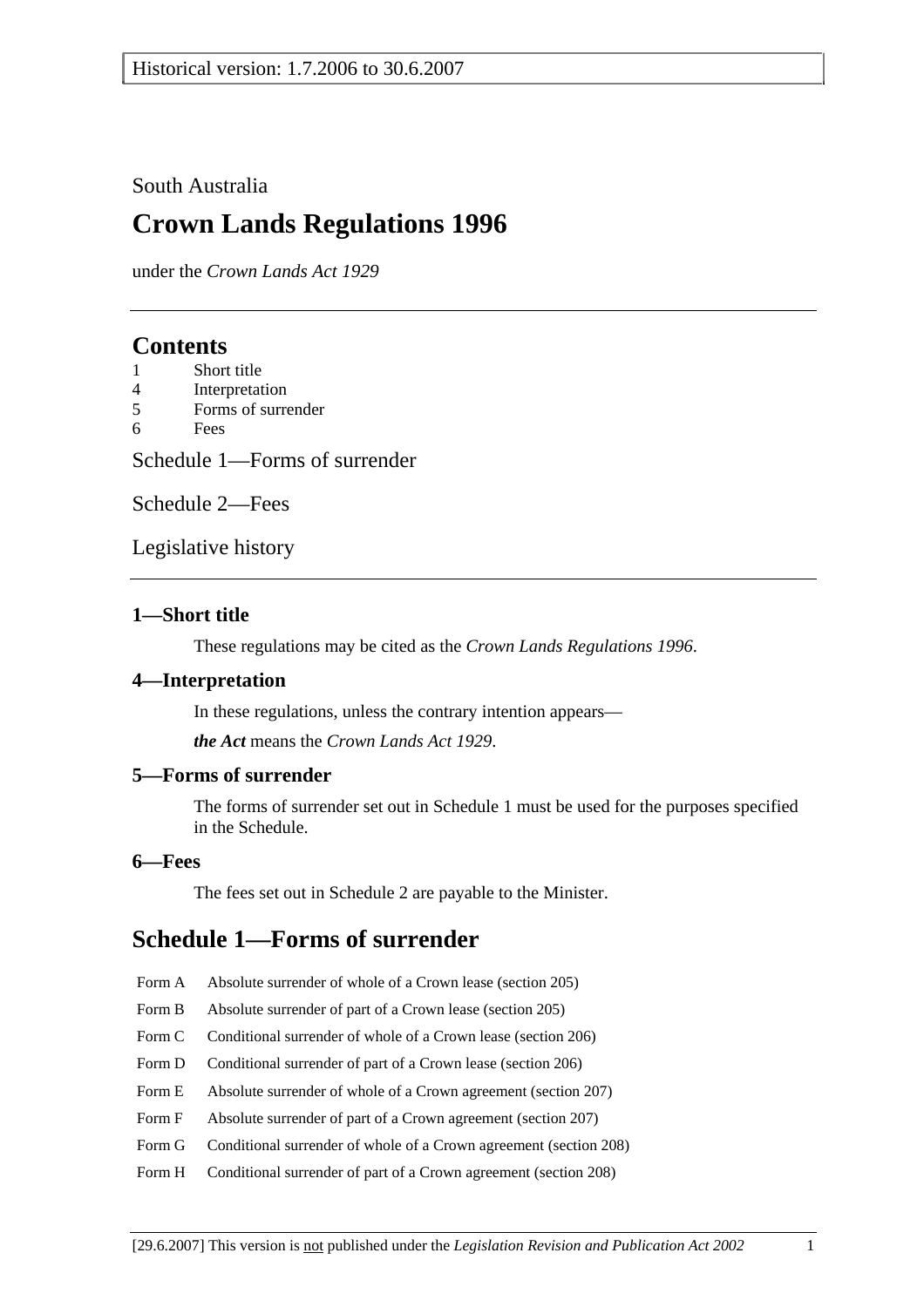South Australia

# Crown Lands Regulations 1996

under the *Crown Lands Act 1929*

## Contents

1 Short title
4 Interpretation
5 Forms of surrender
6 Fees

Schedule 1—Forms of surrender

Schedule 2—Fees

Legislative history

### 1—Short title

These regulations may be cited as the *Crown Lands Regulations 1996*.

### 4—Interpretation

In these regulations, unless the contrary intention appears—

***the Act*** means the *Crown Lands Act 1929*.

### 5—Forms of surrender

The forms of surrender set out in Schedule 1 must be used for the purposes specified in the Schedule.

### 6—Fees

The fees set out in Schedule 2 are payable to the Minister.

## Schedule 1—Forms of surrender

| | |
|---|---|
| Form A | Absolute surrender of whole of a Crown lease (section 205) |
| Form B | Absolute surrender of part of a Crown lease (section 205) |
| Form C | Conditional surrender of whole of a Crown lease (section 206) |
| Form D | Conditional surrender of part of a Crown lease (section 206) |
| Form E | Absolute surrender of whole of a Crown agreement (section 207) |
| Form F | Absolute surrender of part of a Crown agreement (section 207) |
| Form G | Conditional surrender of whole of a Crown agreement (section 208) |
| Form H | Conditional surrender of part of a Crown agreement (section 208) |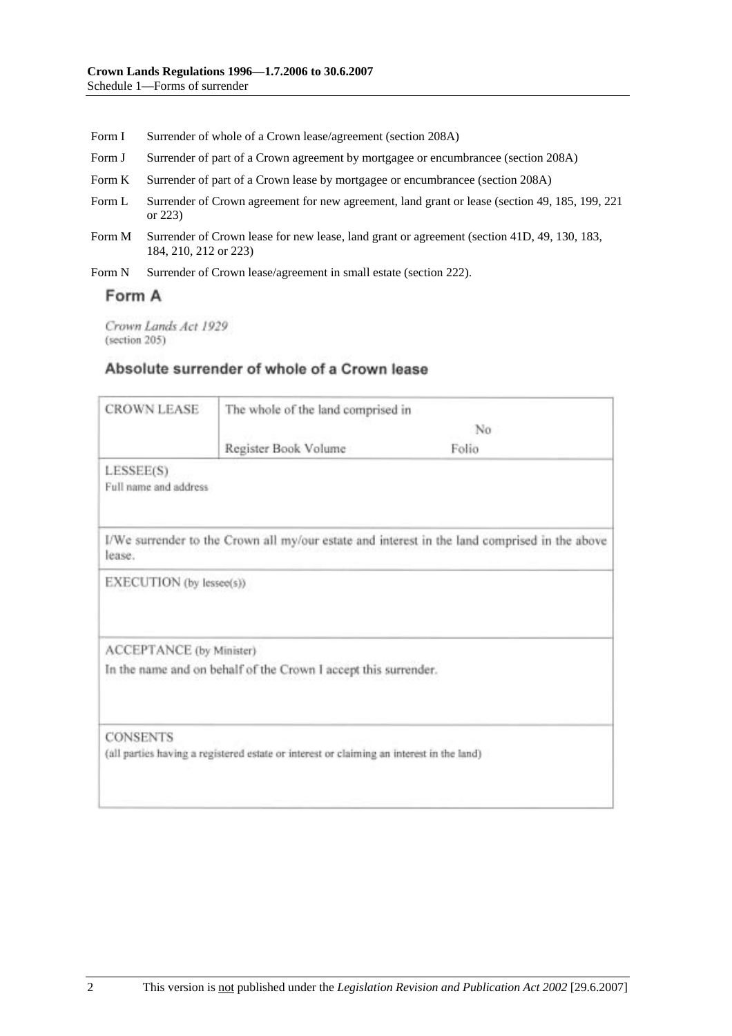| | |
|---|---|
| Form I | Surrender of whole of a Crown lease/agreement (section 208A) |
| Form J | Surrender of part of a Crown agreement by mortgagee or encumbrancee (section 208A) |
| Form K | Surrender of part of a Crown lease by mortgagee or encumbrancee (section 208A) |
| Form L | Surrender of Crown agreement for new agreement, land grant or lease (section 49, 185, 199, 221 or 223) |
| Form M | Surrender of Crown lease for new lease, land grant or agreement (section 41D, 49, 130, 183, 184, 210, 212 or 223) |
| Form N | Surrender of Crown lease/agreement in small estate (section 222). |

## Form A

*Crown Lands Act 1929*
(section 205)

### Absolute surrender of whole of a Crown lease

| | | |
|---|---|---|
| CROWN LEASE | The whole of the land comprised in<br>Register Book Volume | No<br>Folio |
| LESSEE(S)<br>Full name and address | | |
| I/We surrender to the Crown all my/our estate and interest in the land comprised in the above lease. | | |
| EXECUTION (by lessee(s)) | | |
| ACCEPTANCE (by Minister)<br>In the name and on behalf of the Crown I accept this surrender. | | |
| CONSENTS<br>(all parties having a registered estate or interest or claiming an interest in the land) | | |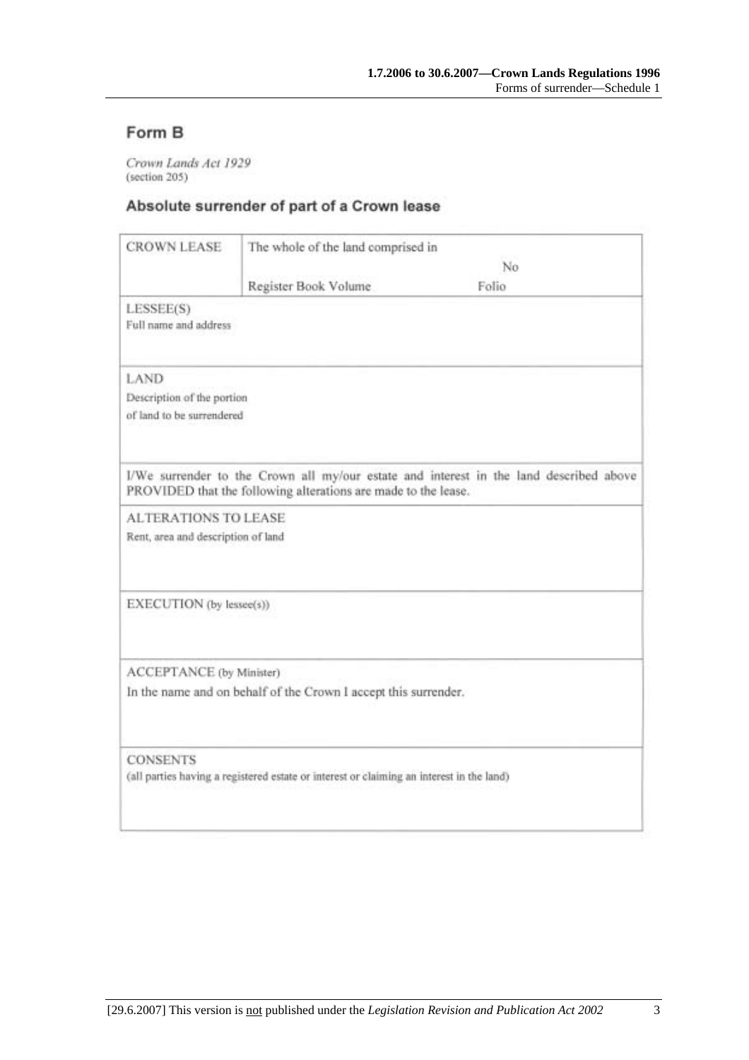## Form B

*Crown Lands Act 1929*
(section 205)

### Absolute surrender of part of a Crown lease

| CROWN LEASE | The whole of the land comprised in No<br>Register Book Volume Folio |
|---|---|
| LESSEE(S)<br>Full name and address | |
| LAND<br>Description of the portion of land to be surrendered | |
| I/We surrender to the Crown all my/our estate and interest in the land described above PROVIDED that the following alterations are made to the lease. | |
| ALTERATIONS TO LEASE<br>Rent, area and description of land | |
| EXECUTION (by lessee(s)) | |
| ACCEPTANCE (by Minister)<br>In the name and on behalf of the Crown I accept this surrender. | |
| CONSENTS<br>(all parties having a registered estate or interest or claiming an interest in the land) | |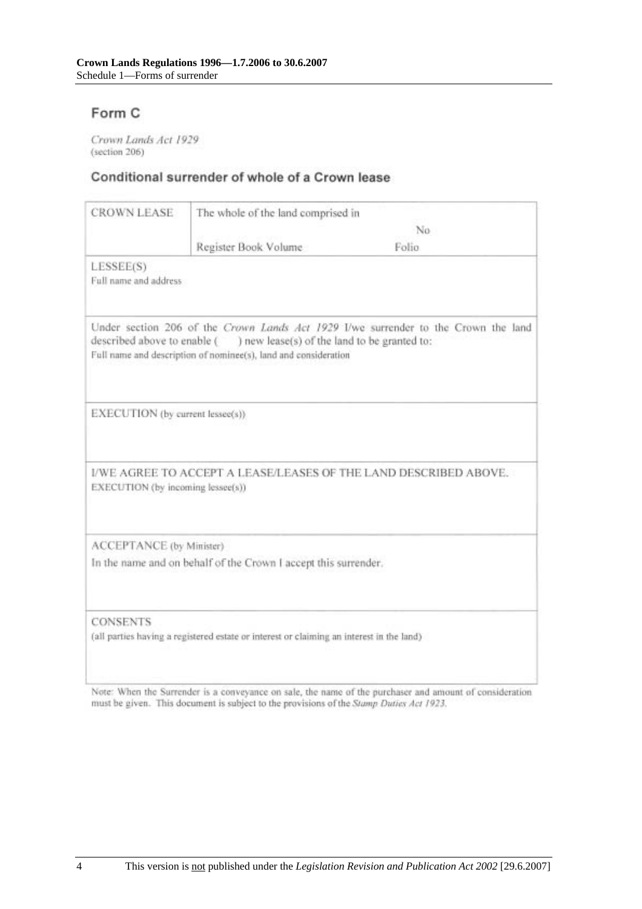## Form C

*Crown Lands Act 1929*
(section 206)

### Conditional surrender of whole of a Crown lease

| | |
|---|---|
| CROWN LEASE | The whole of the land comprised in No<br>Register Book Volume Folio |
| LESSEE(S)<br>Full name and address | |

Under section 206 of the *Crown Lands Act 1929* I/we surrender to the Crown the land described above to enable ( ) new lease(s) of the land to be granted to:
Full name and description of nominee(s), land and consideration

EXECUTION (by current lessee(s))

I/WE AGREE TO ACCEPT A LEASE/LEASES OF THE LAND DESCRIBED ABOVE.
EXECUTION (by incoming lessee(s))

ACCEPTANCE (by Minister)
In the name and on behalf of the Crown I accept this surrender.

CONSENTS
(all parties having a registered estate or interest or claiming an interest in the land)

Note: When the Surrender is a conveyance on sale, the name of the purchaser and amount of consideration must be given. This document is subject to the provisions of the *Stamp Duties Act 1923*.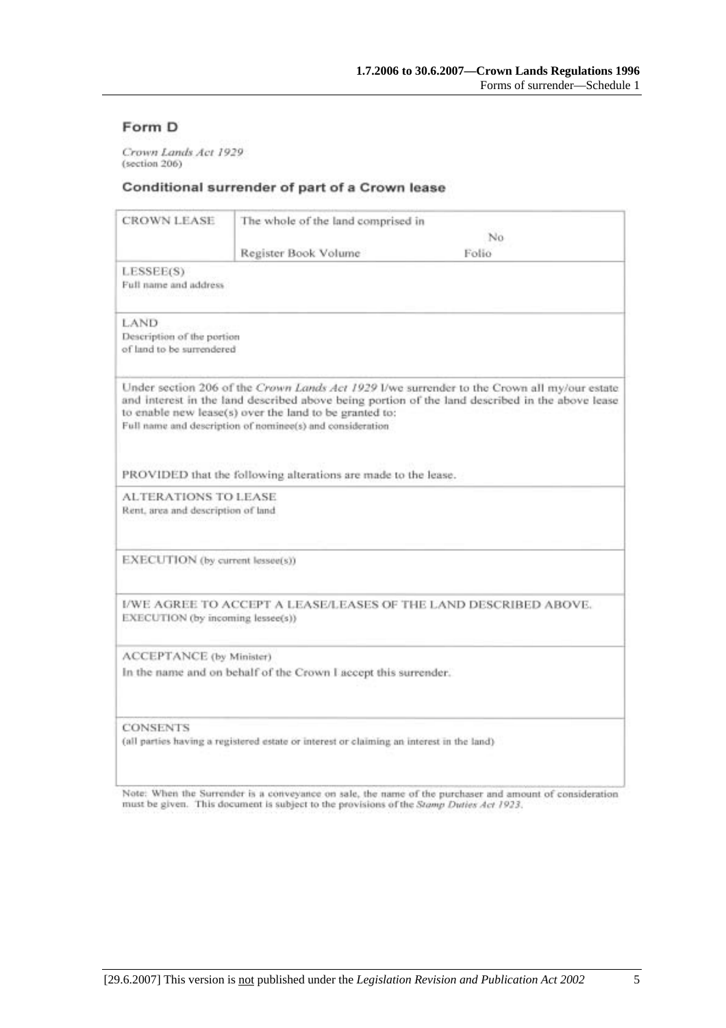## Form D

*Crown Lands Act 1929*
(section 206)

### Conditional surrender of part of a Crown lease

| | | |
|---|---|---|
| CROWN LEASE | The whole of the land comprised in<br>Register Book Volume | No<br>Folio |
| LESSEE(S)<br>Full name and address | | |
| LAND<br>Description of the portion of land to be surrendered | | |

Under section 206 of the *Crown Lands Act 1929* I/we surrender to the Crown all my/our estate and interest in the land described above being portion of the land described in the above lease to enable new lease(s) over the land to be granted to:

Full name and description of nominee(s) and consideration

PROVIDED that the following alterations are made to the lease.

ALTERATIONS TO LEASE
Rent, area and description of land

EXECUTION (by current lessee(s))

I/WE AGREE TO ACCEPT A LEASE/LEASES OF THE LAND DESCRIBED ABOVE.
EXECUTION (by incoming lessee(s))

ACCEPTANCE (by Minister)
In the name and on behalf of the Crown I accept this surrender.

CONSENTS
(all parties having a registered estate or interest or claiming an interest in the land)

Note: When the Surrender is a conveyance on sale, the name of the purchaser and amount of consideration must be given. This document is subject to the provisions of the *Stamp Duties Act 1923*.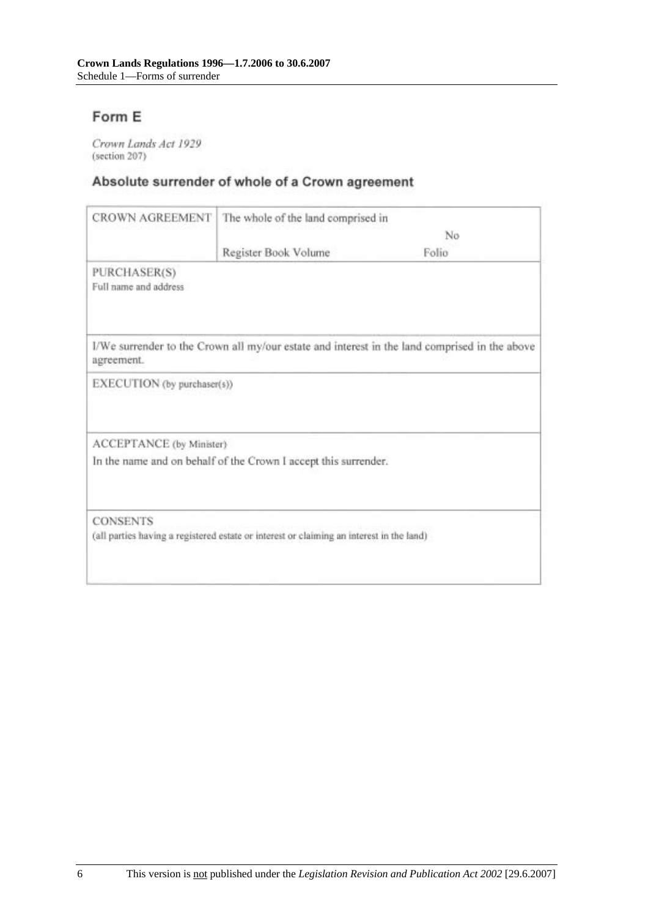## Form E

*Crown Lands Act 1929*
(section 207)

### Absolute surrender of whole of a Crown agreement

| | | |
|---|---|---|
| CROWN AGREEMENT | The whole of the land comprised in | No |
| | Register Book Volume | Folio |

PURCHASER(S)
Full name and address

I/We surrender to the Crown all my/our estate and interest in the land comprised in the above agreement.

EXECUTION (by purchaser(s))

ACCEPTANCE (by Minister)

In the name and on behalf of the Crown I accept this surrender.

CONSENTS
(all parties having a registered estate or interest or claiming an interest in the land)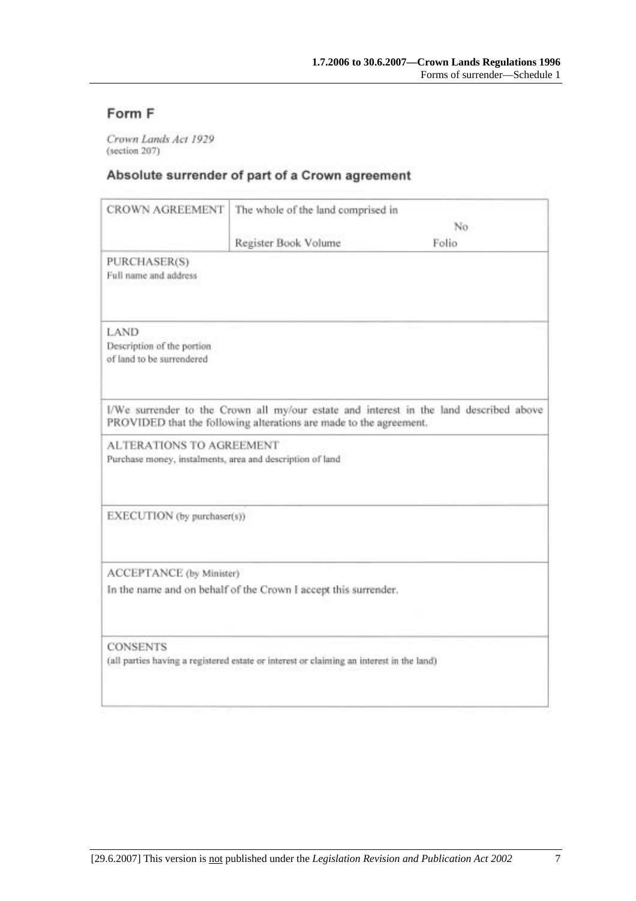## Form F

*Crown Lands Act 1929*
(section 207)

### Absolute surrender of part of a Crown agreement

| | | |
|---|---|---|
| CROWN AGREEMENT | The whole of the land comprised in<br>Register Book Volume | No<br>Folio |
| PURCHASER(S)<br>Full name and address | | |
| LAND<br>Description of the portion of land to be surrendered | | |
| I/We surrender to the Crown all my/our estate and interest in the land described above PROVIDED that the following alterations are made to the agreement. | | |
| ALTERATIONS TO AGREEMENT<br>Purchase money, instalments, area and description of land | | |
| EXECUTION (by purchaser(s)) | | |
| ACCEPTANCE (by Minister)<br>In the name and on behalf of the Crown I accept this surrender. | | |
| CONSENTS<br>(all parties having a registered estate or interest or claiming an interest in the land) | | |

[29.6.2007] This version is not published under the *Legislation Revision and Publication Act 2002*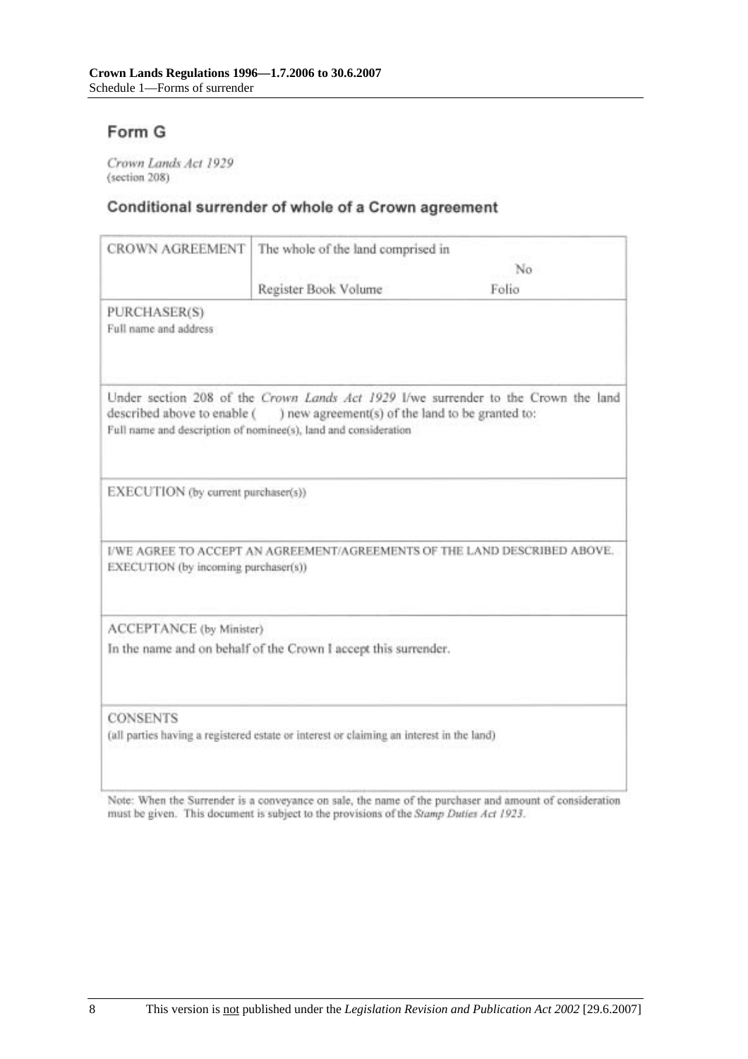## Form G

*Crown Lands Act 1929*
(section 208)

### Conditional surrender of whole of a Crown agreement

| | |
|---|---|
| CROWN AGREEMENT | The whole of the land comprised in No<br>Register Book Volume Folio |
| PURCHASER(S)<br>Full name and address | |

Under section 208 of the *Crown Lands Act 1929* I/we surrender to the Crown the land described above to enable ( ) new agreement(s) of the land to be granted to:
Full name and description of nominee(s), land and consideration

EXECUTION (by current purchaser(s))

I/WE AGREE TO ACCEPT AN AGREEMENT/AGREEMENTS OF THE LAND DESCRIBED ABOVE.
EXECUTION (by incoming purchaser(s))

ACCEPTANCE (by Minister)
In the name and on behalf of the Crown I accept this surrender.

CONSENTS
(all parties having a registered estate or interest or claiming an interest in the land)

Note: When the Surrender is a conveyance on sale, the name of the purchaser and amount of consideration must be given. This document is subject to the provisions of the *Stamp Duties Act 1923*.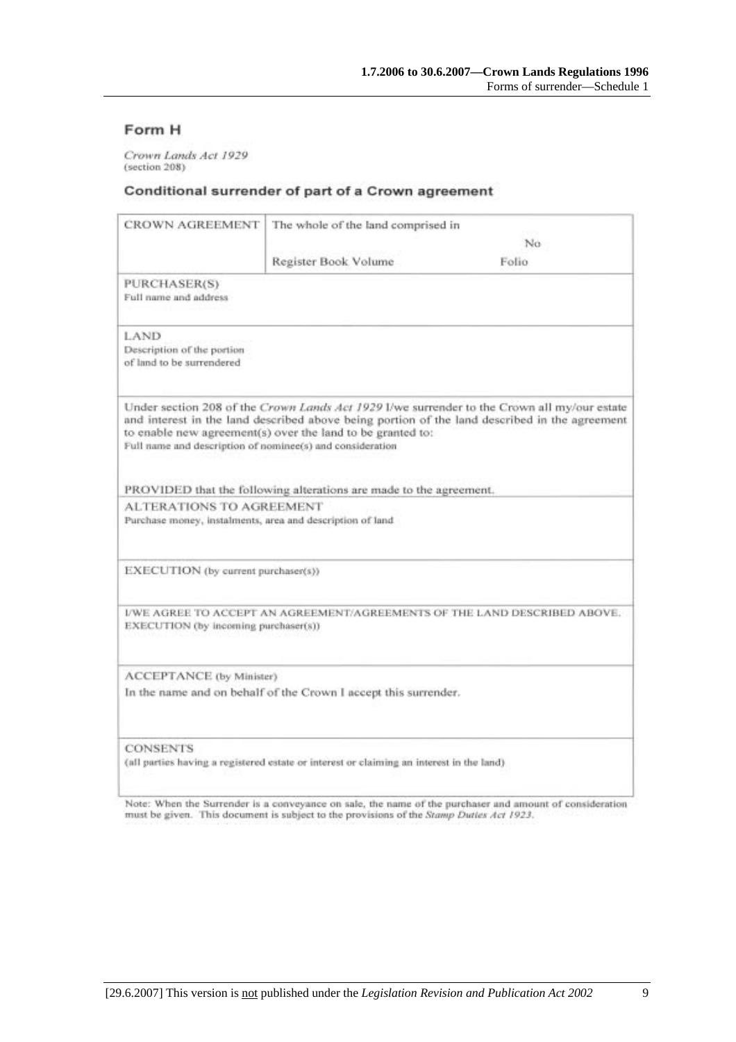## Form H

*Crown Lands Act 1929*
(section 208)

### Conditional surrender of part of a Crown agreement

| | | |
|---|---|---|
| CROWN AGREEMENT | The whole of the land comprised in | No |
| | Register Book Volume | Folio |
| PURCHASER(S)<br>Full name and address | | |
| LAND<br>Description of the portion of land to be surrendered | | |

Under section 208 of the *Crown Lands Act 1929* I/we surrender to the Crown all my/our estate and interest in the land described above being portion of the land described in the agreement to enable new agreement(s) over the land to be granted to:
Full name and description of nominee(s) and consideration

PROVIDED that the following alterations are made to the agreement.

ALTERATIONS TO AGREEMENT
Purchase money, instalments, area and description of land

EXECUTION (by current purchaser(s))

I/WE AGREE TO ACCEPT AN AGREEMENT/AGREEMENTS OF THE LAND DESCRIBED ABOVE.
EXECUTION (by incoming purchaser(s))

ACCEPTANCE (by Minister)
In the name and on behalf of the Crown I accept this surrender.

CONSENTS
(all parties having a registered estate or interest or claiming an interest in the land)

Note: When the Surrender is a conveyance on sale, the name of the purchaser and amount of consideration must be given. This document is subject to the provisions of the *Stamp Duties Act 1923*.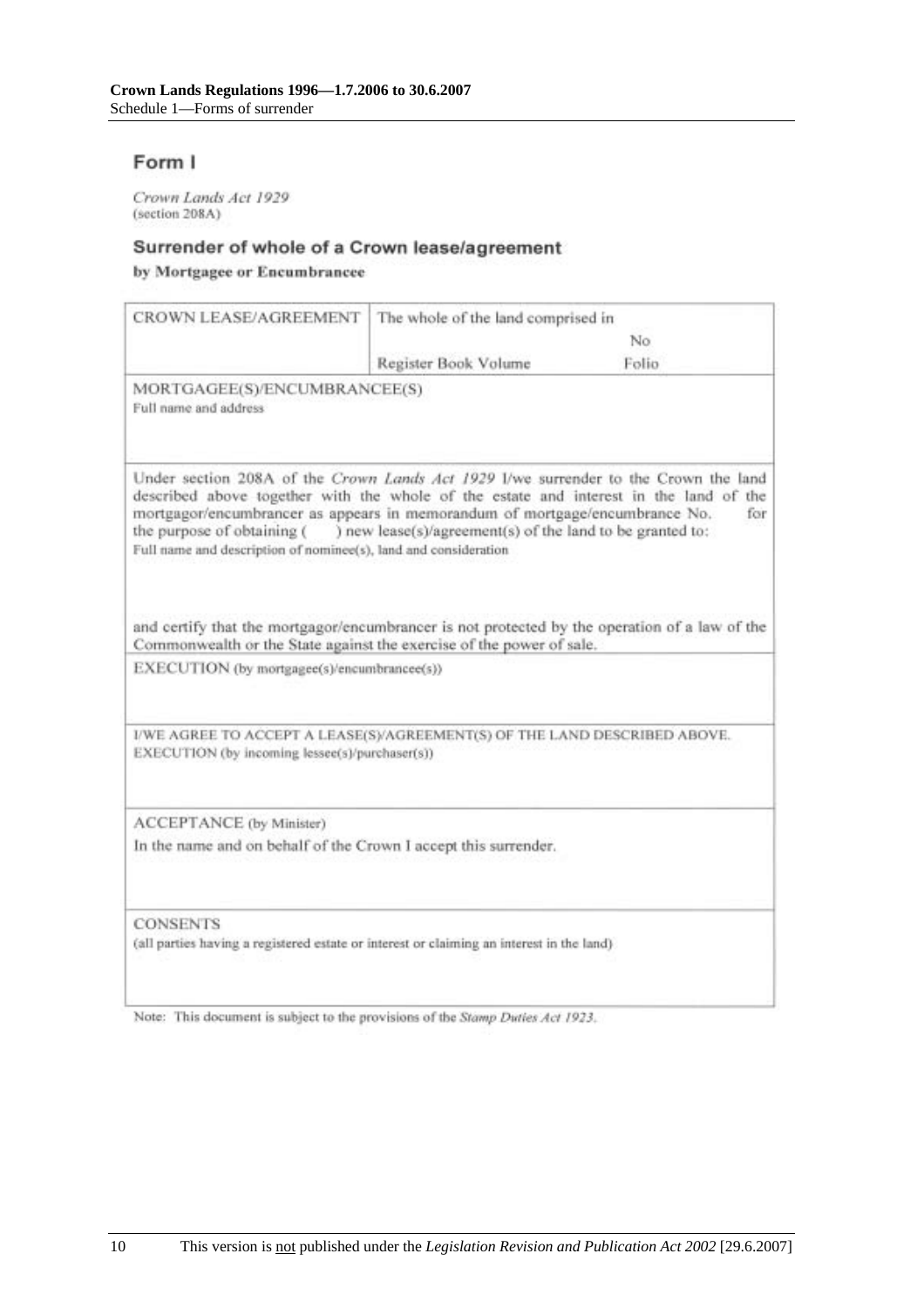## Form I

*Crown Lands Act 1929*
(section 208A)

### Surrender of whole of a Crown lease/agreement

**by Mortgagee or Encumbrancee**

| | |
|---|---|
| CROWN LEASE/AGREEMENT | The whole of the land comprised in No<br>Register Book Volume Folio |
| MORTGAGEE(S)/ENCUMBRANCEE(S)<br>Full name and address | |

Under section 208A of the *Crown Lands Act 1929* I/we surrender to the Crown the land described above together with the whole of the estate and interest in the land of the mortgagor/encumbrancer as appears in memorandum of mortgage/encumbrance No. for the purpose of obtaining ( ) new lease(s)/agreement(s) of the land to be granted to:

Full name and description of nominee(s), land and consideration

and certify that the mortgagor/encumbrancer is not protected by the operation of a law of the Commonwealth or the State against the exercise of the power of sale.

EXECUTION (by mortgagee(s)/encumbrancee(s))

I/WE AGREE TO ACCEPT A LEASE(S)/AGREEMENT(S) OF THE LAND DESCRIBED ABOVE.

EXECUTION (by incoming lessee(s)/purchaser(s))

ACCEPTANCE (by Minister)

In the name and on behalf of the Crown I accept this surrender.

CONSENTS

(all parties having a registered estate or interest or claiming an interest in the land)

Note: This document is subject to the provisions of the *Stamp Duties Act 1923*.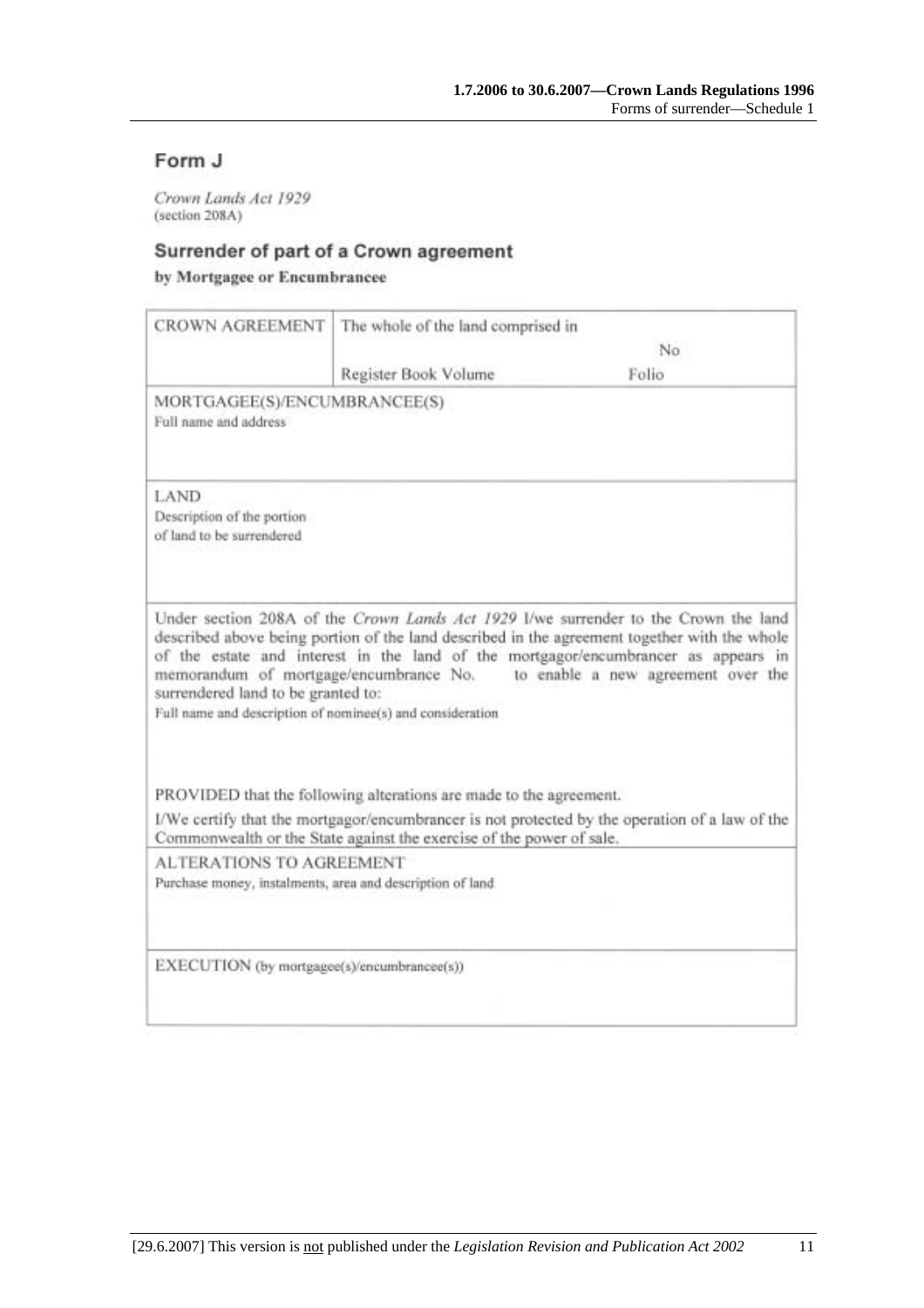## Form J

*Crown Lands Act 1929*
(section 208A)

### Surrender of part of a Crown agreement

**by Mortgagee or Encumbrancee**

| | | |
|---|---|---|
| CROWN AGREEMENT | The whole of the land comprised in<br>Register Book Volume | No<br>Folio |

MORTGAGEE(S)/ENCUMBRANCEE(S)
Full name and address

LAND
Description of the portion of land to be surrendered

Under section 208A of the *Crown Lands Act 1929* I/we surrender to the Crown the land described above being portion of the land described in the agreement together with the whole of the estate and interest in the land of the mortgagor/encumbrancer as appears in memorandum of mortgage/encumbrance No. to enable a new agreement over the surrendered land to be granted to:

Full name and description of nominee(s) and consideration

PROVIDED that the following alterations are made to the agreement.

I/We certify that the mortgagor/encumbrancer is not protected by the operation of a law of the Commonwealth or the State against the exercise of the power of sale.

ALTERATIONS TO AGREEMENT
Purchase money, instalments, area and description of land

EXECUTION (by mortgagee(s)/encumbrancee(s))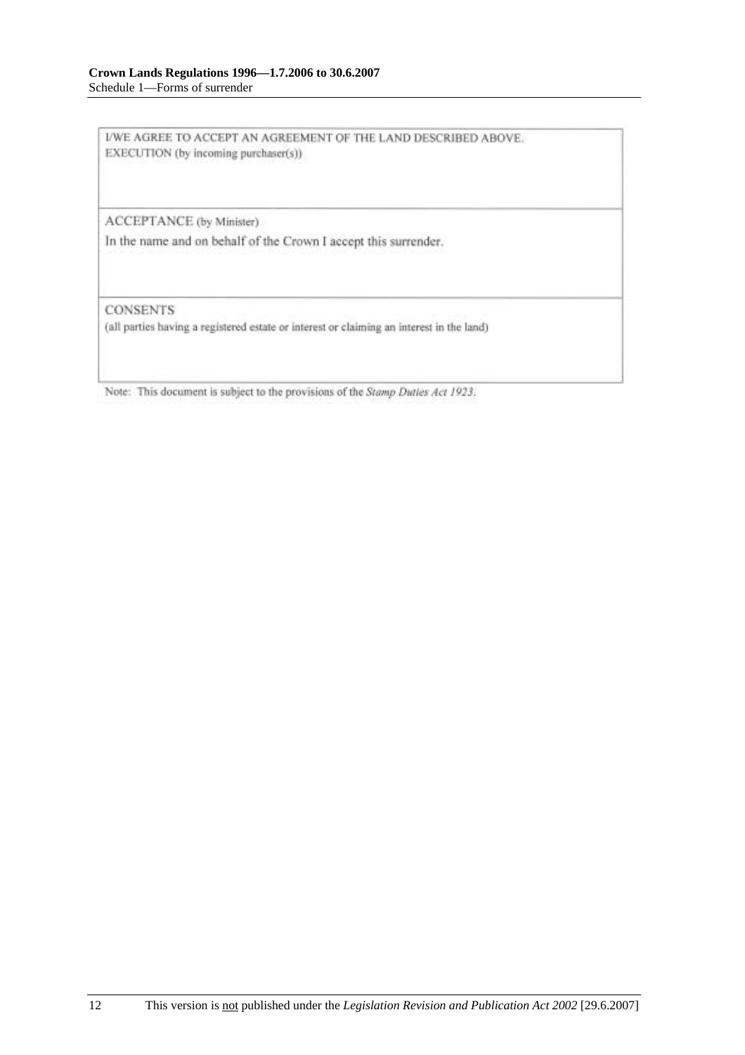I/WE AGREE TO ACCEPT AN AGREEMENT OF THE LAND DESCRIBED ABOVE.
EXECUTION (by incoming purchaser(s))

ACCEPTANCE (by Minister)

In the name and on behalf of the Crown I accept this surrender.

CONSENTS

(all parties having a registered estate or interest or claiming an interest in the land)

Note: This document is subject to the provisions of the *Stamp Duties Act 1923*.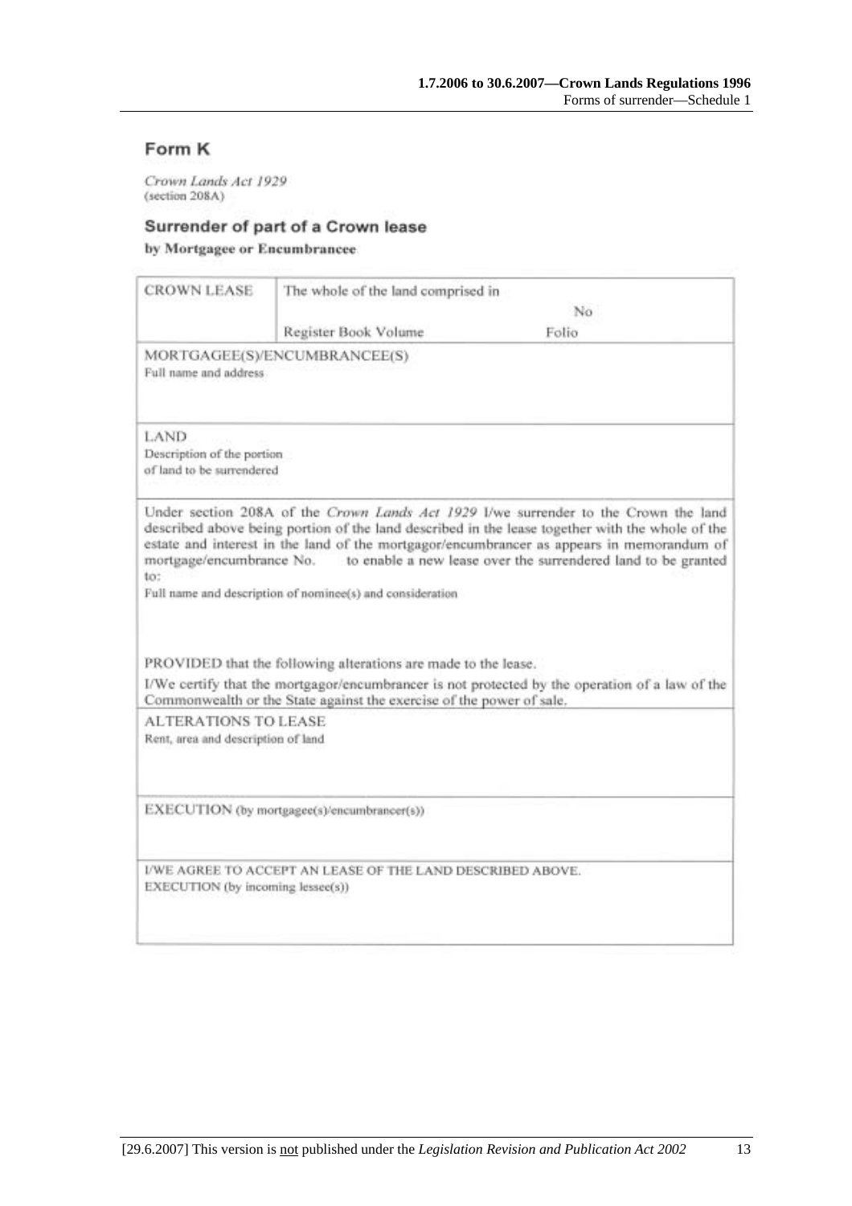## Form K

*Crown Lands Act 1929*
(section 208A)

### Surrender of part of a Crown lease

**by Mortgagee or Encumbrancee**

| | |
|---|---|
| CROWN LEASE | The whole of the land comprised in<br>No<br>Register Book Volume Folio |

MORTGAGEE(S)/ENCUMBRANCEE(S)
Full name and address

LAND
Description of the portion of land to be surrendered

Under section 208A of the *Crown Lands Act 1929* I/we surrender to the Crown the land described above being portion of the land described in the lease together with the whole of the estate and interest in the land of the mortgagor/encumbrancer as appears in memorandum of mortgage/encumbrance No. to enable a new lease over the surrendered land to be granted to:

Full name and description of nominee(s) and consideration

PROVIDED that the following alterations are made to the lease.

I/We certify that the mortgagor/encumbrancer is not protected by the operation of a law of the Commonwealth or the State against the exercise of the power of sale.

ALTERATIONS TO LEASE
Rent, area and description of land

EXECUTION (by mortgagee(s)/encumbrancer(s))

I/WE AGREE TO ACCEPT AN LEASE OF THE LAND DESCRIBED ABOVE.
EXECUTION (by incoming lessee(s))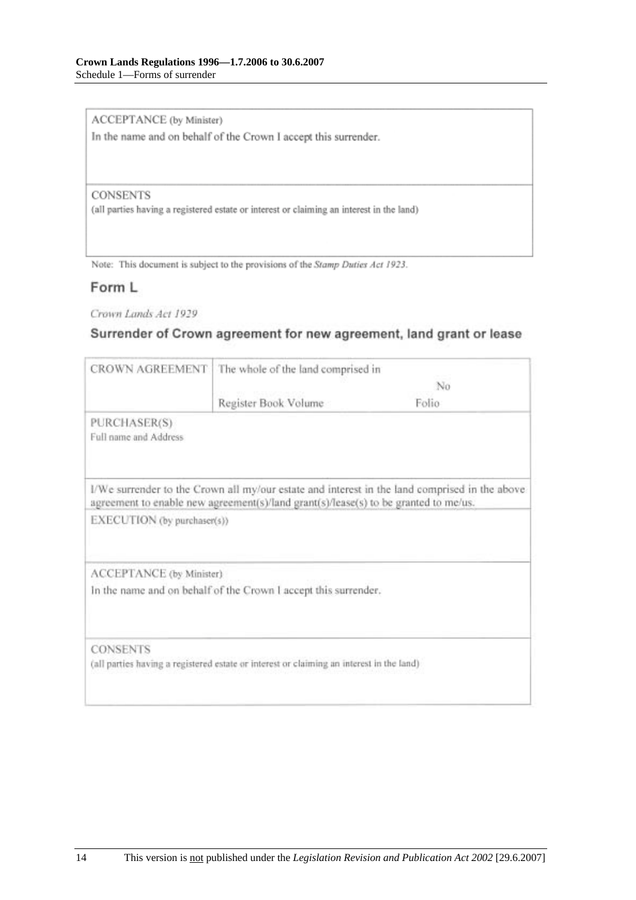ACCEPTANCE (by Minister)

In the name and on behalf of the Crown I accept this surrender.

CONSENTS

(all parties having a registered estate or interest or claiming an interest in the land)

Note: This document is subject to the provisions of the *Stamp Duties Act 1923*.

## Form L

*Crown Lands Act 1929*

### Surrender of Crown agreement for new agreement, land grant or lease

| | | |
|---|---|---|
| CROWN AGREEMENT | The whole of the land comprised in | No |
| | Register Book Volume | Folio |

PURCHASER(S)

Full name and Address

I/We surrender to the Crown all my/our estate and interest in the land comprised in the above agreement to enable new agreement(s)/land grant(s)/lease(s) to be granted to me/us.

EXECUTION (by purchaser(s))

ACCEPTANCE (by Minister)

In the name and on behalf of the Crown I accept this surrender.

CONSENTS

(all parties having a registered estate or interest or claiming an interest in the land)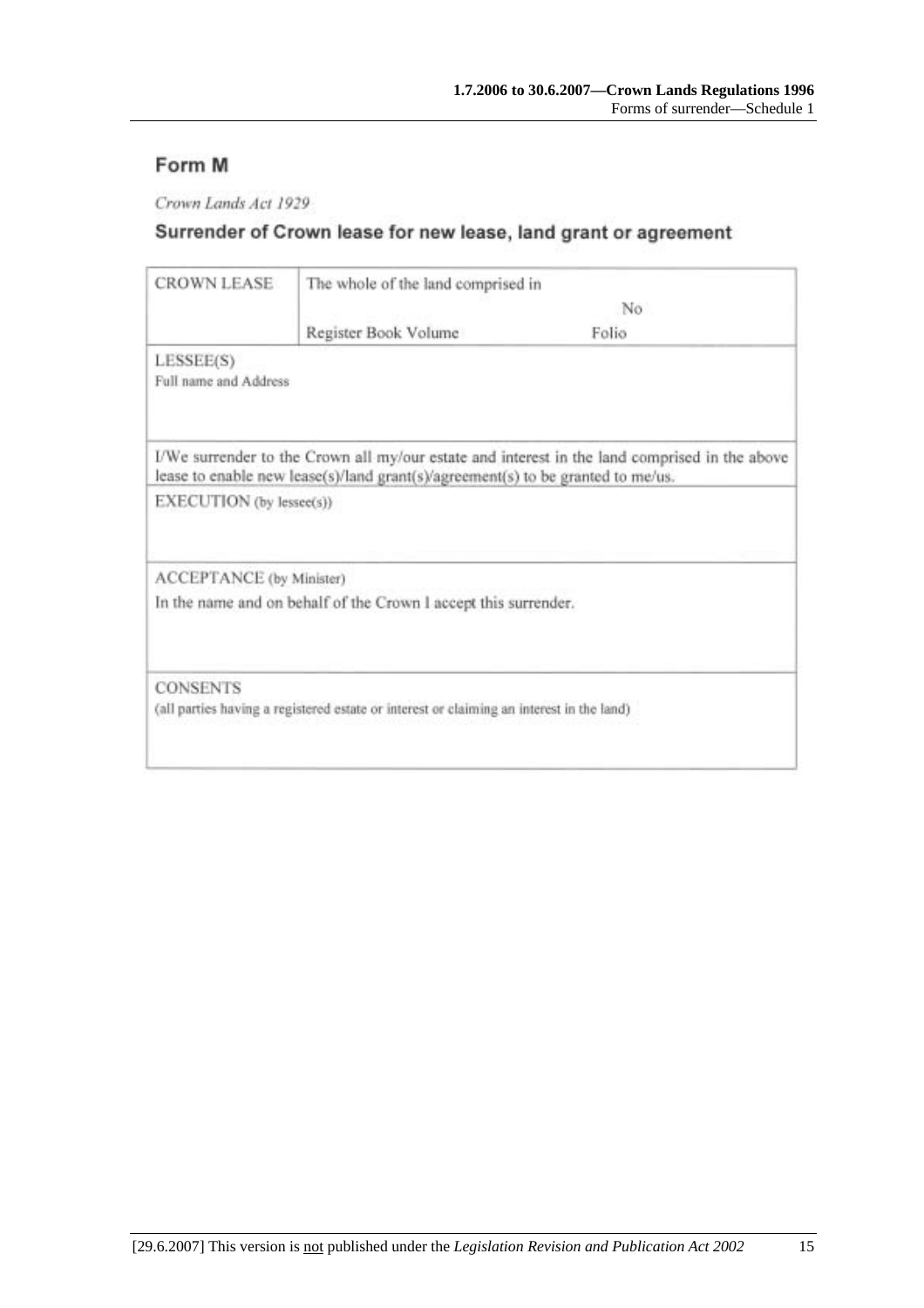## Form M

*Crown Lands Act 1929*

### Surrender of Crown lease for new lease, land grant or agreement

| | | |
|---|---|---|
| CROWN LEASE | The whole of the land comprised in | No |
| | Register Book Volume | Folio |

LESSEE(S)
Full name and Address

I/We surrender to the Crown all my/our estate and interest in the land comprised in the above lease to enable new lease(s)/land grant(s)/agreement(s) to be granted to me/us.

EXECUTION (by lessee(s))

ACCEPTANCE (by Minister)

In the name and on behalf of the Crown I accept this surrender.

CONSENTS
(all parties having a registered estate or interest or claiming an interest in the land)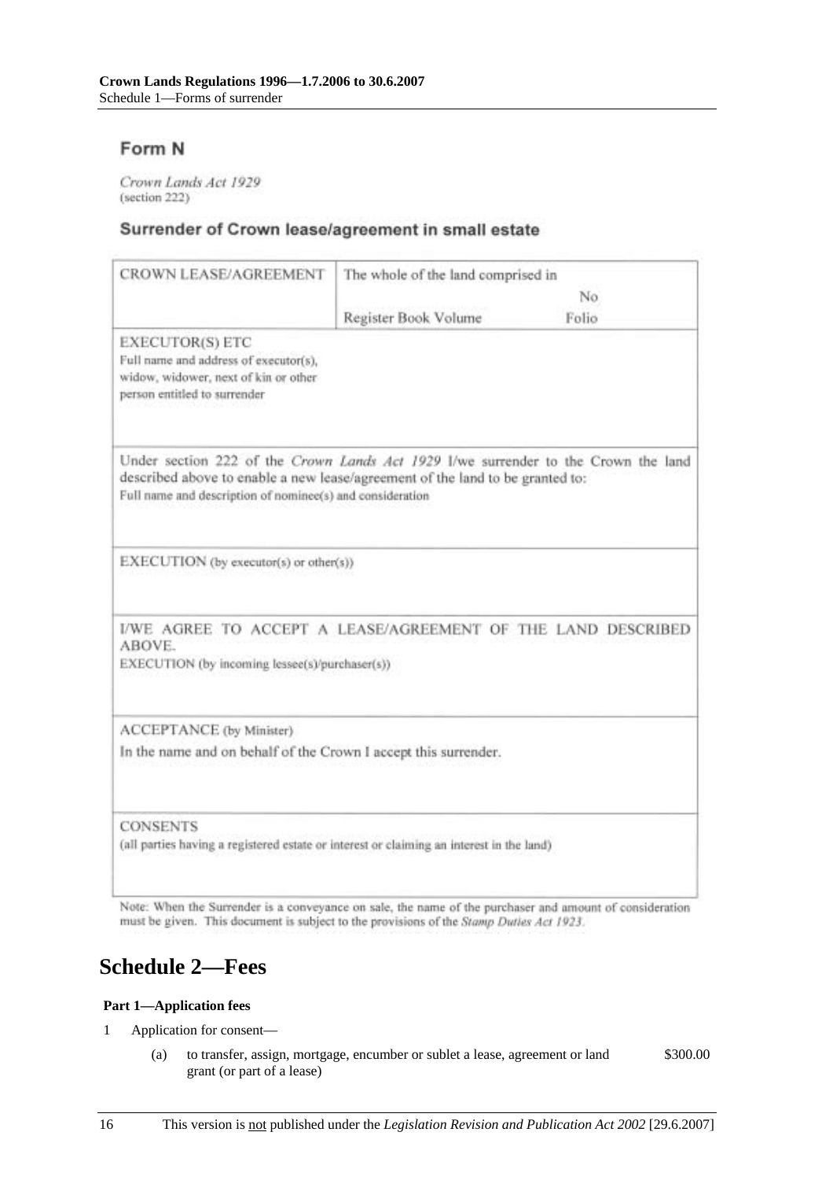## Form N

*Crown Lands Act 1929*
(section 222)

### Surrender of Crown lease/agreement in small estate

| | |
|---|---|
| CROWN LEASE/AGREEMENT | The whole of the land comprised in No Register Book Volume Folio |
| EXECUTOR(S) ETC<br>Full name and address of executor(s), widow, widower, next of kin or other person entitled to surrender | |

Under section 222 of the *Crown Lands Act 1929* I/we surrender to the Crown the land described above to enable a new lease/agreement of the land to be granted to:
Full name and description of nominee(s) and consideration

EXECUTION (by executor(s) or other(s))

I/WE AGREE TO ACCEPT A LEASE/AGREEMENT OF THE LAND DESCRIBED ABOVE.
EXECUTION (by incoming lessee(s)/purchaser(s))

ACCEPTANCE (by Minister)
In the name and on behalf of the Crown I accept this surrender.

CONSENTS
(all parties having a registered estate or interest or claiming an interest in the land)

Note: When the Surrender is a conveyance on sale, the name of the purchaser and amount of consideration must be given. This document is subject to the provisions of the *Stamp Duties Act 1923*.

# Schedule 2—Fees

**Part 1—Application fees**

1 Application for consent—

(a) to transfer, assign, mortgage, encumber or sublet a lease, agreement or land grant (or part of a lease) — $300.00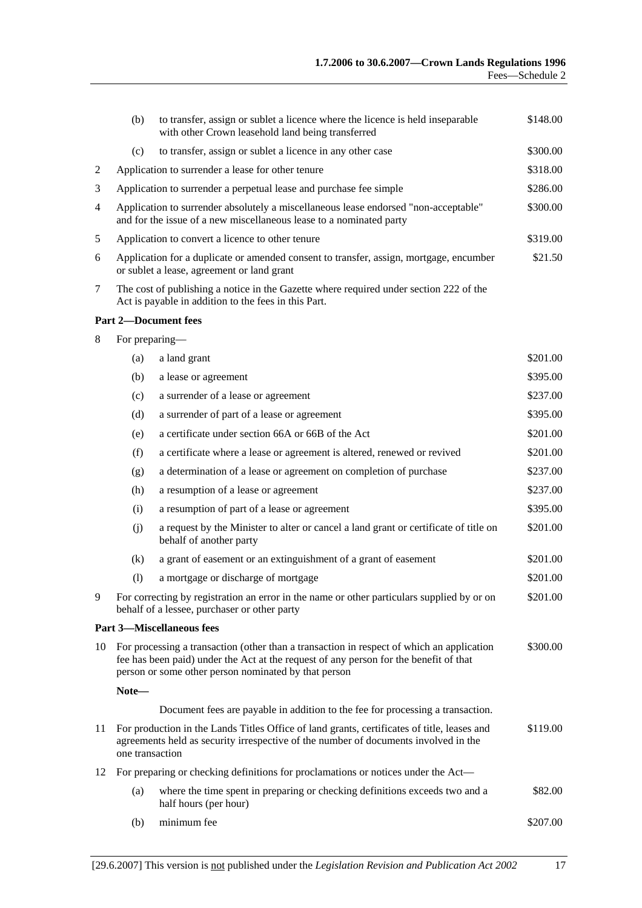| | | | |
|---|---|---|---|
| | (b) | to transfer, assign or sublet a licence where the licence is held inseparable with other Crown leasehold land being transferred | \$148.00 |
| | (c) | to transfer, assign or sublet a licence in any other case | \$300.00 |
| 2 | Application to surrender a lease for other tenure | | \$318.00 |
| 3 | Application to surrender a perpetual lease and purchase fee simple | | \$286.00 |
| 4 | Application to surrender absolutely a miscellaneous lease endorsed "non-acceptable" and for the issue of a new miscellaneous lease to a nominated party | | \$300.00 |
| 5 | Application to convert a licence to other tenure | | \$319.00 |
| 6 | Application for a duplicate or amended consent to transfer, assign, mortgage, encumber or sublet a lease, agreement or land grant | | \$21.50 |
| 7 | The cost of publishing a notice in the Gazette where required under section 222 of the Act is payable in addition to the fees in this Part. | | |

**Part 2—Document fees**

| | | | |
|---|---|---|---|
| 8 | For preparing— | | |
| | (a) | a land grant | \$201.00 |
| | (b) | a lease or agreement | \$395.00 |
| | (c) | a surrender of a lease or agreement | \$237.00 |
| | (d) | a surrender of part of a lease or agreement | \$395.00 |
| | (e) | a certificate under section 66A or 66B of the Act | \$201.00 |
| | (f) | a certificate where a lease or agreement is altered, renewed or revived | \$201.00 |
| | (g) | a determination of a lease or agreement on completion of purchase | \$237.00 |
| | (h) | a resumption of a lease or agreement | \$237.00 |
| | (i) | a resumption of part of a lease or agreement | \$395.00 |
| | (j) | a request by the Minister to alter or cancel a land grant or certificate of title on behalf of another party | \$201.00 |
| | (k) | a grant of easement or an extinguishment of a grant of easement | \$201.00 |
| | (l) | a mortgage or discharge of mortgage | \$201.00 |
| 9 | For correcting by registration an error in the name or other particulars supplied by or on behalf of a lessee, purchaser or other party | | \$201.00 |

**Part 3—Miscellaneous fees**

| | | | |
|---|---|---|---|
| 10 | For processing a transaction (other than a transaction in respect of which an application fee has been paid) under the Act at the request of any person for the benefit of that person or some other person nominated by that person | | \$300.00 |

**Note—**

Document fees are payable in addition to the fee for processing a transaction.

| | | | |
|---|---|---|---|
| 11 | For production in the Lands Titles Office of land grants, certificates of title, leases and agreements held as security irrespective of the number of documents involved in the one transaction | | \$119.00 |
| 12 | For preparing or checking definitions for proclamations or notices under the Act— | | |
| | (a) | where the time spent in preparing or checking definitions exceeds two and a half hours (per hour) | \$82.00 |
| | (b) | minimum fee | \$207.00 |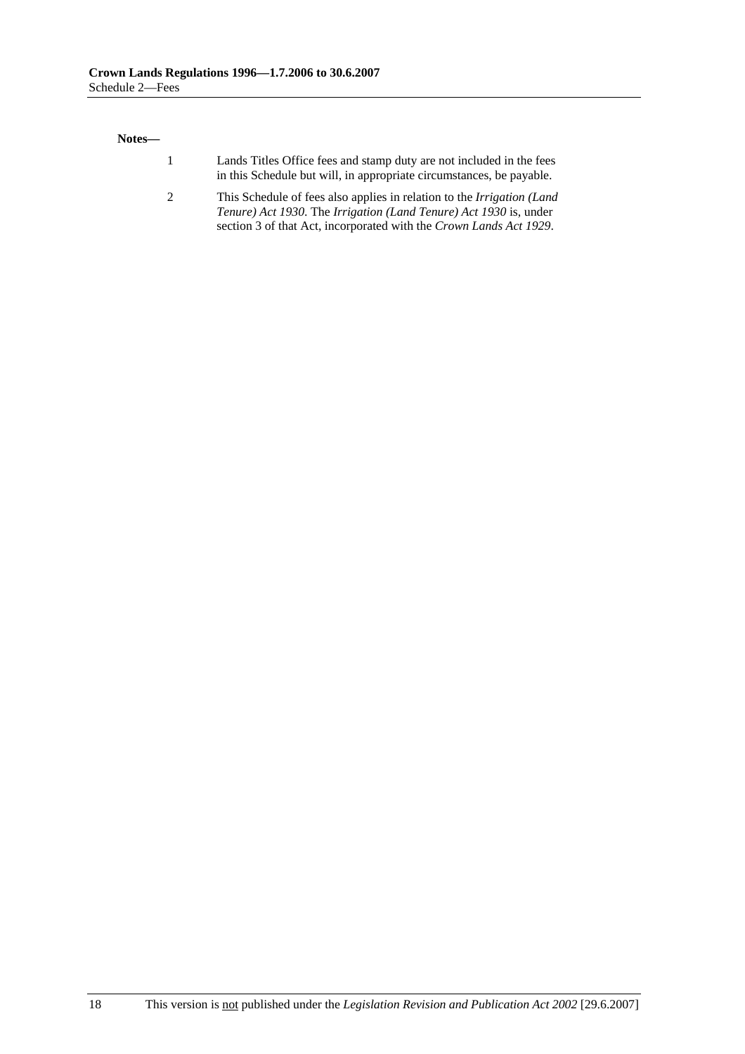**Notes—**

1 Lands Titles Office fees and stamp duty are not included in the fees in this Schedule but will, in appropriate circumstances, be payable.

2 This Schedule of fees also applies in relation to the *Irrigation (Land Tenure) Act 1930*. The *Irrigation (Land Tenure) Act 1930* is, under section 3 of that Act, incorporated with the *Crown Lands Act 1929*.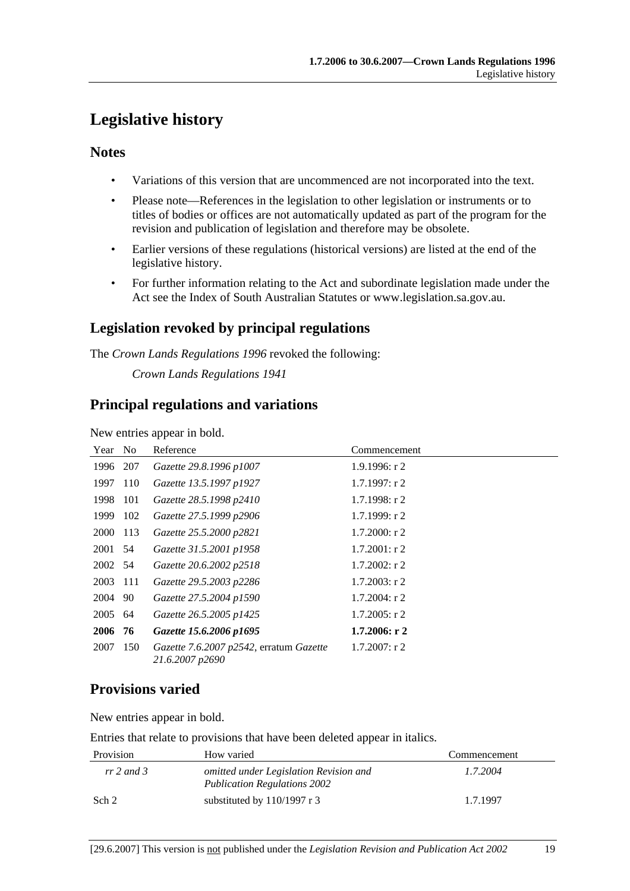# Legislative history

## Notes

- Variations of this version that are uncommenced are not incorporated into the text.
- Please note—References in the legislation to other legislation or instruments or to titles of bodies or offices are not automatically updated as part of the program for the revision and publication of legislation and therefore may be obsolete.
- Earlier versions of these regulations (historical versions) are listed at the end of the legislative history.
- For further information relating to the Act and subordinate legislation made under the Act see the Index of South Australian Statutes or www.legislation.sa.gov.au.

## Legislation revoked by principal regulations

The *Crown Lands Regulations 1996* revoked the following:

*Crown Lands Regulations 1941*

## Principal regulations and variations

New entries appear in bold.

| Year | No | Reference | Commencement |
|---|---|---|---|
| 1996 | 207 | *Gazette 29.8.1996 p1007* | 1.9.1996: r 2 |
| 1997 | 110 | *Gazette 13.5.1997 p1927* | 1.7.1997: r 2 |
| 1998 | 101 | *Gazette 28.5.1998 p2410* | 1.7.1998: r 2 |
| 1999 | 102 | *Gazette 27.5.1999 p2906* | 1.7.1999: r 2 |
| 2000 | 113 | *Gazette 25.5.2000 p2821* | 1.7.2000: r 2 |
| 2001 | 54 | *Gazette 31.5.2001 p1958* | 1.7.2001: r 2 |
| 2002 | 54 | *Gazette 20.6.2002 p2518* | 1.7.2002: r 2 |
| 2003 | 111 | *Gazette 29.5.2003 p2286* | 1.7.2003: r 2 |
| 2004 | 90 | *Gazette 27.5.2004 p1590* | 1.7.2004: r 2 |
| 2005 | 64 | *Gazette 26.5.2005 p1425* | 1.7.2005: r 2 |
| **2006** | **76** | ***Gazette 15.6.2006 p1695*** | **1.7.2006: r 2** |
| 2007 | 150 | *Gazette 7.6.2007 p2542*, erratum *Gazette 21.6.2007 p2690* | 1.7.2007: r 2 |

## Provisions varied

New entries appear in bold.

Entries that relate to provisions that have been deleted appear in italics.

| Provision | How varied | Commencement |
|---|---|---|
| *rr 2 and 3* | *omitted under Legislation Revision and Publication Regulations 2002* | *1.7.2004* |
| Sch 2 | substituted by 110/1997 r 3 | 1.7.1997 |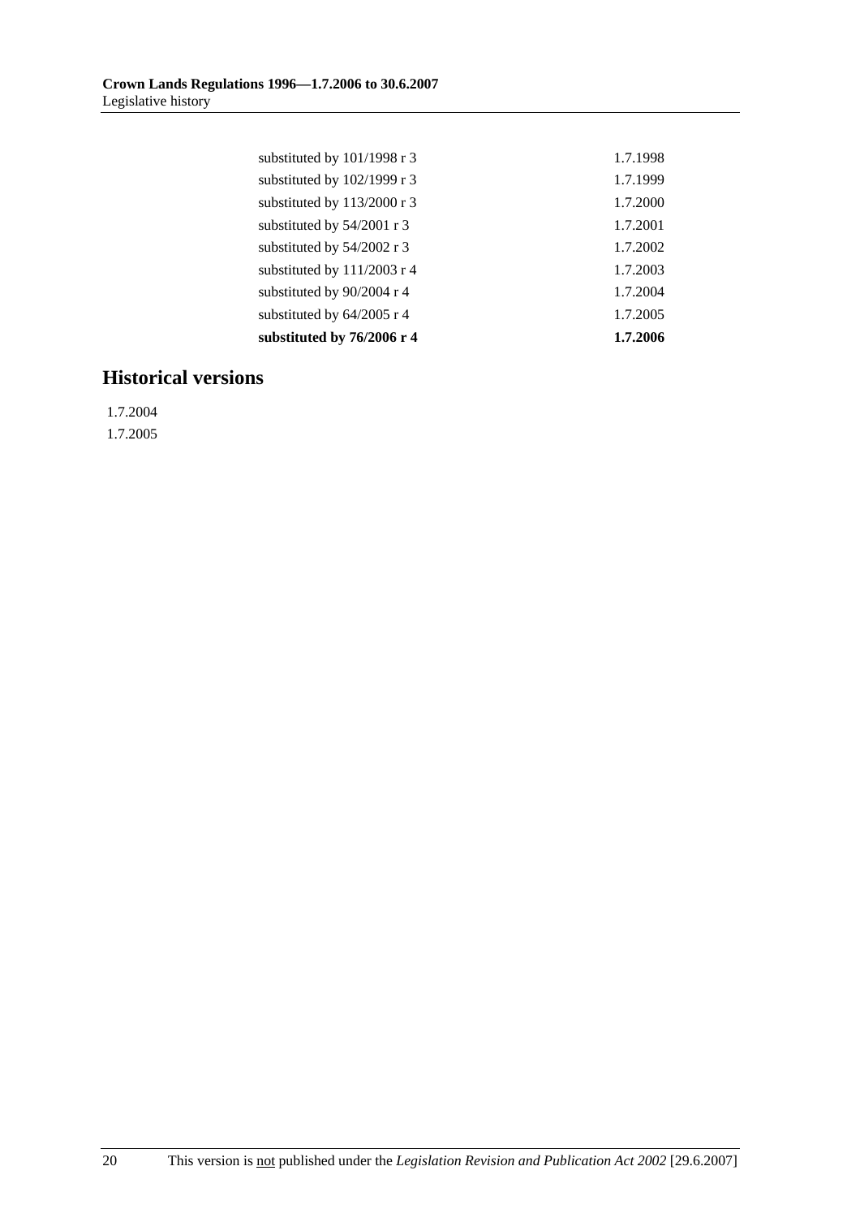| | |
|---|---|
| substituted by 101/1998 r 3 | 1.7.1998 |
| substituted by 102/1999 r 3 | 1.7.1999 |
| substituted by 113/2000 r 3 | 1.7.2000 |
| substituted by 54/2001 r 3 | 1.7.2001 |
| substituted by 54/2002 r 3 | 1.7.2002 |
| substituted by 111/2003 r 4 | 1.7.2003 |
| substituted by 90/2004 r 4 | 1.7.2004 |
| substituted by 64/2005 r 4 | 1.7.2005 |
| **substituted by 76/2006 r 4** | **1.7.2006** |

## Historical versions

1.7.2004

1.7.2005